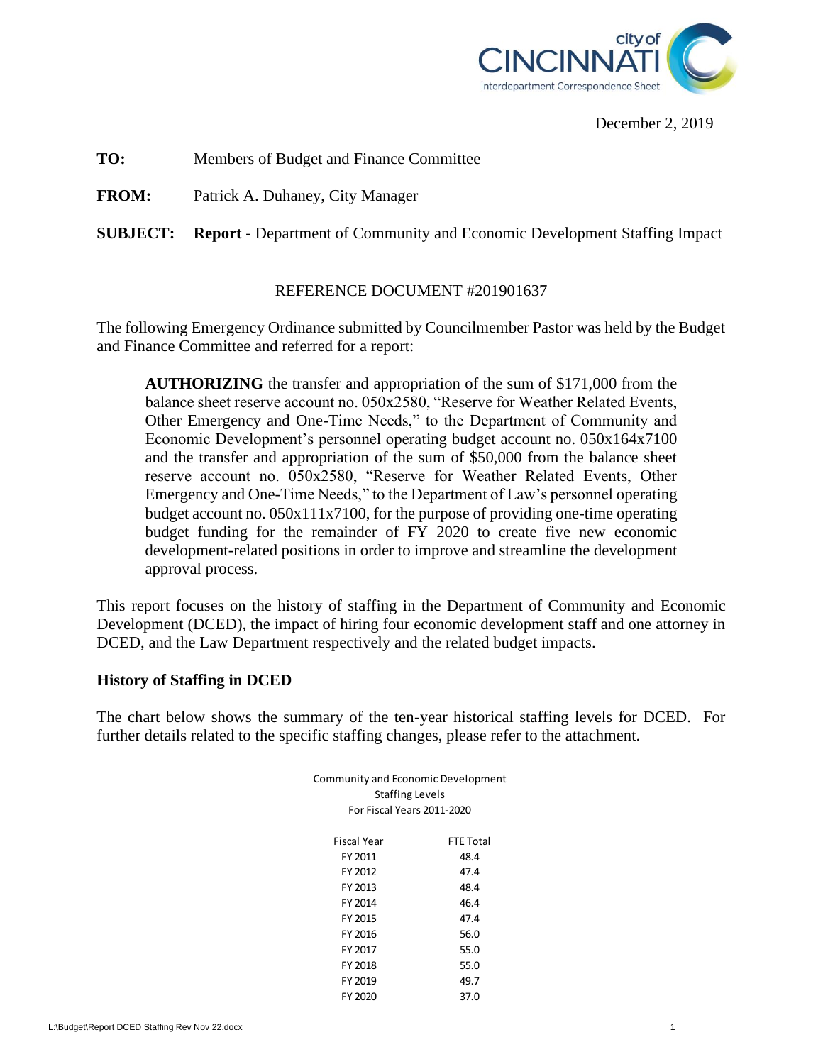December 2, 2019

**TO:** Members of Budget and Finance Committee

**FROM:** Patrick A. Duhaney, City Manager

**SUBJECT:** **Report -** Department of Community and Economic Development Staffing Impact

---

REFERENCE DOCUMENT #201901637

The following Emergency Ordinance submitted by Councilmember Pastor was held by the Budget and Finance Committee and referred for a report:

> **AUTHORIZING** the transfer and appropriation of the sum of $171,000 from the balance sheet reserve account no. 050x2580, "Reserve for Weather Related Events, Other Emergency and One-Time Needs," to the Department of Community and Economic Development's personnel operating budget account no. 050x164x7100 and the transfer and appropriation of the sum of $50,000 from the balance sheet reserve account no. 050x2580, "Reserve for Weather Related Events, Other Emergency and One-Time Needs," to the Department of Law's personnel operating budget account no. 050x111x7100, for the purpose of providing one-time operating budget funding for the remainder of FY 2020 to create five new economic development-related positions in order to improve and streamline the development approval process.

This report focuses on the history of staffing in the Department of Community and Economic Development (DCED), the impact of hiring four economic development staff and one attorney in DCED, and the Law Department respectively and the related budget impacts.

### History of Staffing in DCED

The chart below shows the summary of the ten-year historical staffing levels for DCED. For further details related to the specific staffing changes, please refer to the attachment.

Community and Economic Development
Staffing Levels
For Fiscal Years 2011-2020

| Fiscal Year | FTE Total |
|---|---|
| FY 2011 | 48.4 |
| FY 2012 | 47.4 |
| FY 2013 | 48.4 |
| FY 2014 | 46.4 |
| FY 2015 | 47.4 |
| FY 2016 | 56.0 |
| FY 2017 | 55.0 |
| FY 2018 | 55.0 |
| FY 2019 | 49.7 |
| FY 2020 | 37.0 |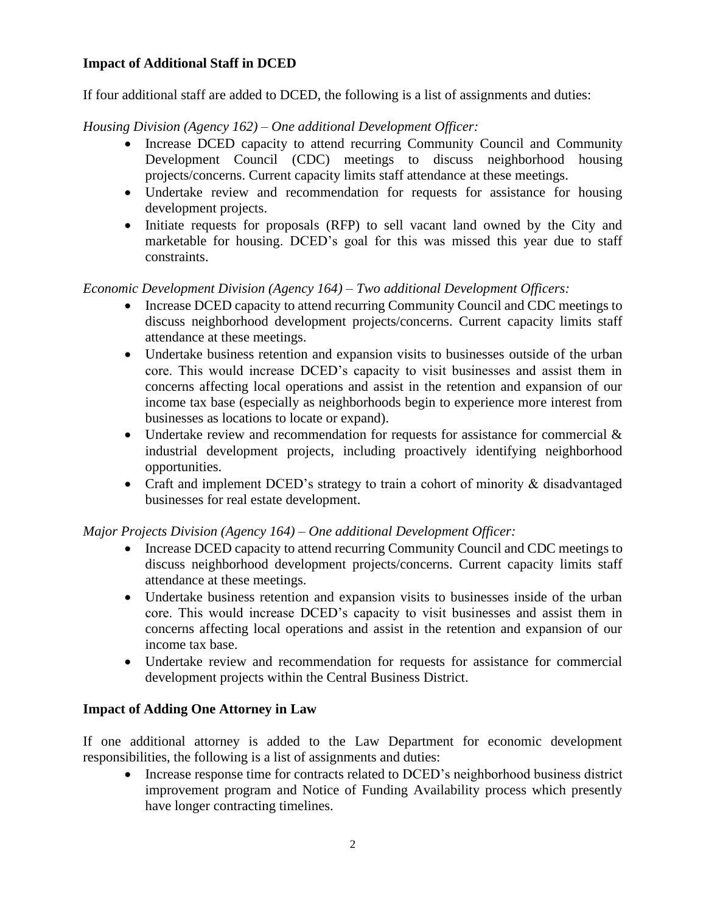**Impact of Additional Staff in DCED**

If four additional staff are added to DCED, the following is a list of assignments and duties:

*Housing Division (Agency 162) – One additional Development Officer:*

- Increase DCED capacity to attend recurring Community Council and Community Development Council (CDC) meetings to discuss neighborhood housing projects/concerns. Current capacity limits staff attendance at these meetings.
- Undertake review and recommendation for requests for assistance for housing development projects.
- Initiate requests for proposals (RFP) to sell vacant land owned by the City and marketable for housing. DCED's goal for this was missed this year due to staff constraints.

*Economic Development Division (Agency 164) – Two additional Development Officers:*

- Increase DCED capacity to attend recurring Community Council and CDC meetings to discuss neighborhood development projects/concerns. Current capacity limits staff attendance at these meetings.
- Undertake business retention and expansion visits to businesses outside of the urban core. This would increase DCED's capacity to visit businesses and assist them in concerns affecting local operations and assist in the retention and expansion of our income tax base (especially as neighborhoods begin to experience more interest from businesses as locations to locate or expand).
- Undertake review and recommendation for requests for assistance for commercial & industrial development projects, including proactively identifying neighborhood opportunities.
- Craft and implement DCED's strategy to train a cohort of minority & disadvantaged businesses for real estate development.

*Major Projects Division (Agency 164) – One additional Development Officer:*

- Increase DCED capacity to attend recurring Community Council and CDC meetings to discuss neighborhood development projects/concerns. Current capacity limits staff attendance at these meetings.
- Undertake business retention and expansion visits to businesses inside of the urban core. This would increase DCED's capacity to visit businesses and assist them in concerns affecting local operations and assist in the retention and expansion of our income tax base.
- Undertake review and recommendation for requests for assistance for commercial development projects within the Central Business District.

**Impact of Adding One Attorney in Law**

If one additional attorney is added to the Law Department for economic development responsibilities, the following is a list of assignments and duties:

- Increase response time for contracts related to DCED's neighborhood business district improvement program and Notice of Funding Availability process which presently have longer contracting timelines.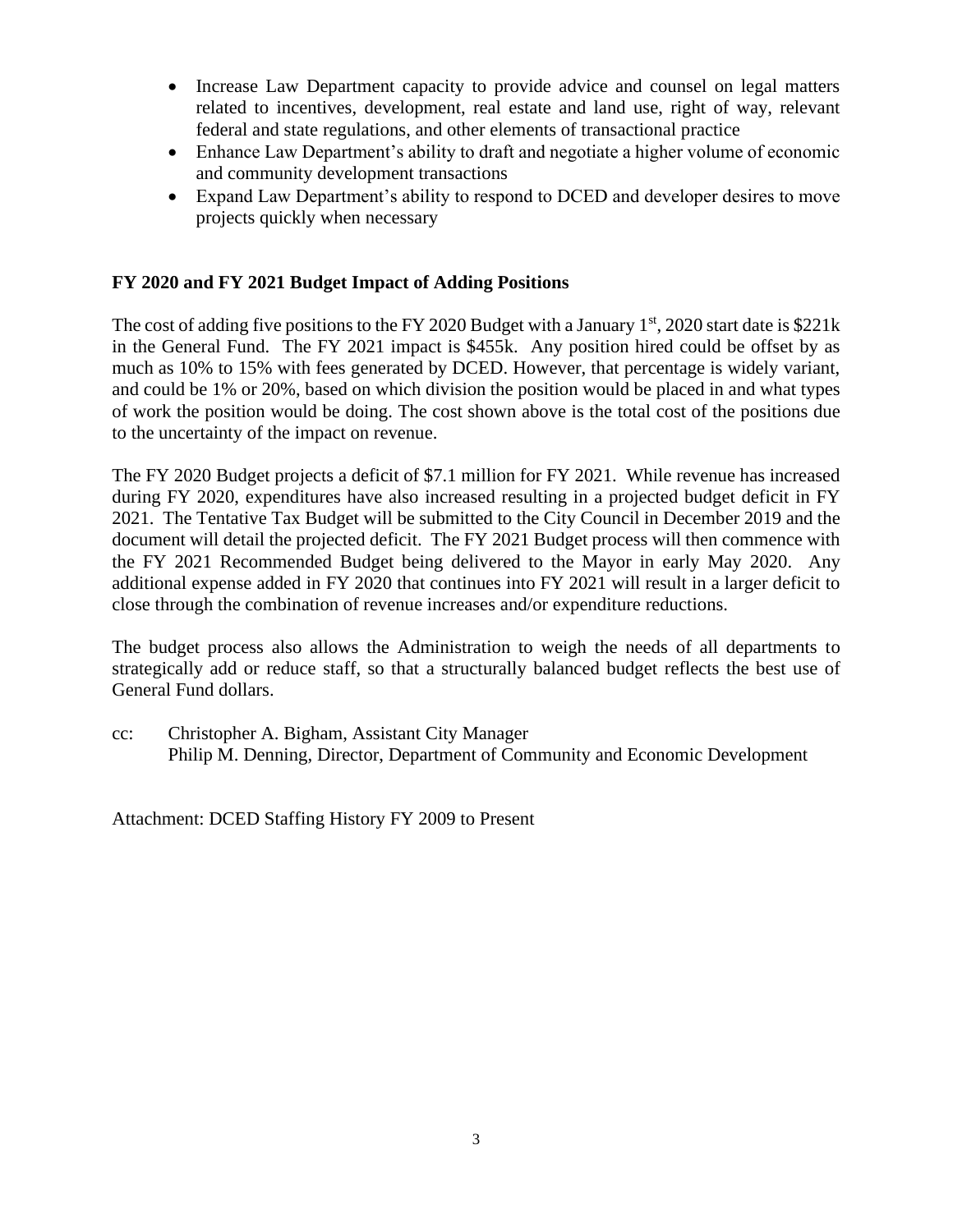- Increase Law Department capacity to provide advice and counsel on legal matters related to incentives, development, real estate and land use, right of way, relevant federal and state regulations, and other elements of transactional practice
- Enhance Law Department's ability to draft and negotiate a higher volume of economic and community development transactions
- Expand Law Department's ability to respond to DCED and developer desires to move projects quickly when necessary

**FY 2020 and FY 2021 Budget Impact of Adding Positions**

The cost of adding five positions to the FY 2020 Budget with a January 1st, 2020 start date is $221k in the General Fund. The FY 2021 impact is $455k. Any position hired could be offset by as much as 10% to 15% with fees generated by DCED. However, that percentage is widely variant, and could be 1% or 20%, based on which division the position would be placed in and what types of work the position would be doing. The cost shown above is the total cost of the positions due to the uncertainty of the impact on revenue.

The FY 2020 Budget projects a deficit of $7.1 million for FY 2021. While revenue has increased during FY 2020, expenditures have also increased resulting in a projected budget deficit in FY 2021. The Tentative Tax Budget will be submitted to the City Council in December 2019 and the document will detail the projected deficit. The FY 2021 Budget process will then commence with the FY 2021 Recommended Budget being delivered to the Mayor in early May 2020. Any additional expense added in FY 2020 that continues into FY 2021 will result in a larger deficit to close through the combination of revenue increases and/or expenditure reductions.

The budget process also allows the Administration to weigh the needs of all departments to strategically add or reduce staff, so that a structurally balanced budget reflects the best use of General Fund dollars.

cc: Christopher A. Bigham, Assistant City Manager
Philip M. Denning, Director, Department of Community and Economic Development

Attachment: DCED Staffing History FY 2009 to Present